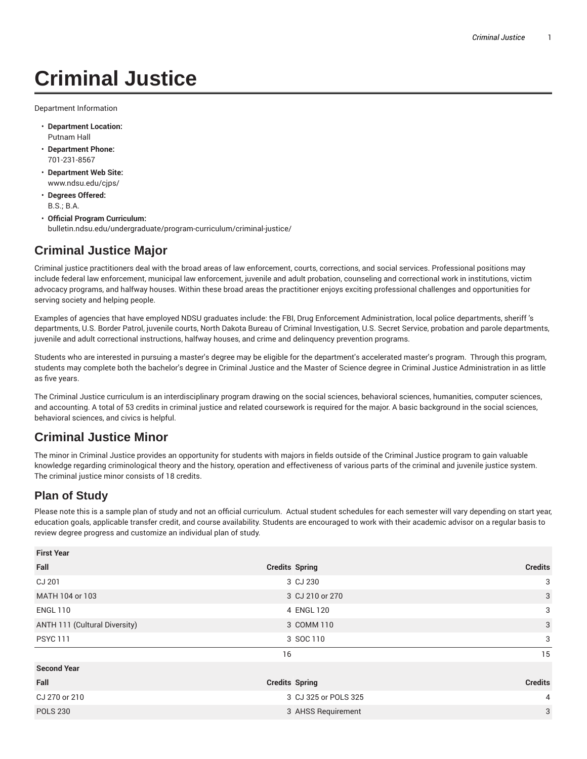# Criminal Justice

Department Information

- **Department Location:**
  Putnam Hall
- **Department Phone:**
  701-231-8567
- **Department Web Site:**
  www.ndsu.edu/cjps/
- **Degrees Offered:**
  B.S.; B.A.
- **Official Program Curriculum:**
  bulletin.ndsu.edu/undergraduate/program-curriculum/criminal-justice/

## Criminal Justice Major

Criminal justice practitioners deal with the broad areas of law enforcement, courts, corrections, and social services. Professional positions may include federal law enforcement, municipal law enforcement, juvenile and adult probation, counseling and correctional work in institutions, victim advocacy programs, and halfway houses. Within these broad areas the practitioner enjoys exciting professional challenges and opportunities for serving society and helping people.

Examples of agencies that have employed NDSU graduates include: the FBI, Drug Enforcement Administration, local police departments, sheriff 's departments, U.S. Border Patrol, juvenile courts, North Dakota Bureau of Criminal Investigation, U.S. Secret Service, probation and parole departments, juvenile and adult correctional instructions, halfway houses, and crime and delinquency prevention programs.

Students who are interested in pursuing a master's degree may be eligible for the department's accelerated master's program. Through this program, students may complete both the bachelor's degree in Criminal Justice and the Master of Science degree in Criminal Justice Administration in as little as five years.

The Criminal Justice curriculum is an interdisciplinary program drawing on the social sciences, behavioral sciences, humanities, computer sciences, and accounting. A total of 53 credits in criminal justice and related coursework is required for the major. A basic background in the social sciences, behavioral sciences, and civics is helpful.

## Criminal Justice Minor

The minor in Criminal Justice provides an opportunity for students with majors in fields outside of the Criminal Justice program to gain valuable knowledge regarding criminological theory and the history, operation and effectiveness of various parts of the criminal and juvenile justice system. The criminal justice minor consists of 18 credits.

### Plan of Study

Please note this is a sample plan of study and not an official curriculum. Actual student schedules for each semester will vary depending on start year, education goals, applicable transfer credit, and course availability. Students are encouraged to work with their academic advisor on a regular basis to review degree progress and customize an individual plan of study.

| First Year | | | |
|---|---|---|---|
| **Fall** | **Credits** | **Spring** | **Credits** |
| CJ 201 | 3 | CJ 230 | 3 |
| MATH 104 or 103 | 3 | CJ 210 or 270 | 3 |
| ENGL 110 | 4 | ENGL 120 | 3 |
| ANTH 111 (Cultural Diversity) | 3 | COMM 110 | 3 |
| PSYC 111 | 3 | SOC 110 | 3 |
| | 16 | | 15 |
| **Second Year** | | | |
| **Fall** | **Credits** | **Spring** | **Credits** |
| CJ 270 or 210 | 3 | CJ 325 or POLS 325 | 4 |
| POLS 230 | 3 | AHSS Requirement | 3 |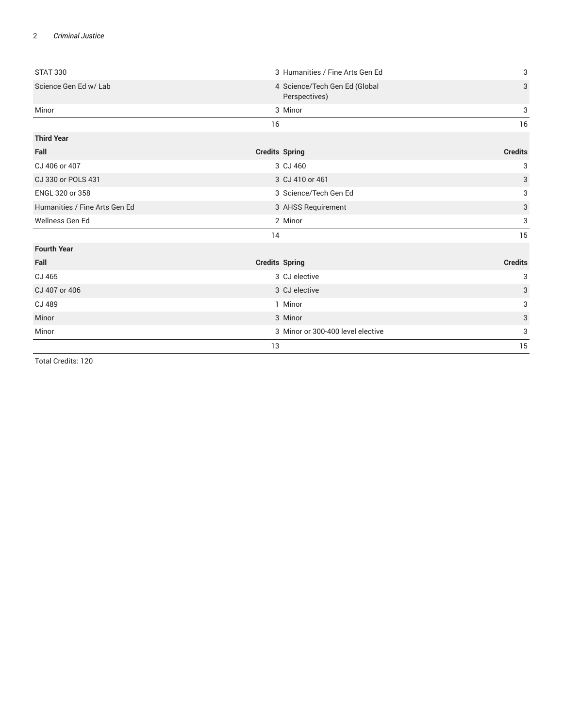| | | | |
|---|---|---|---|
| STAT 330 | 3 | Humanities / Fine Arts Gen Ed | 3 |
| Science Gen Ed w/ Lab | 4 | Science/Tech Gen Ed (Global Perspectives) | 3 |
| Minor | 3 | Minor | 3 |
| | 16 | | 16 |
| **Third Year** | | | |
| **Fall** | **Credits** | **Spring** | **Credits** |
| CJ 406 or 407 | 3 | CJ 460 | 3 |
| CJ 330 or POLS 431 | 3 | CJ 410 or 461 | 3 |
| ENGL 320 or 358 | 3 | Science/Tech Gen Ed | 3 |
| Humanities / Fine Arts Gen Ed | 3 | AHSS Requirement | 3 |
| Wellness Gen Ed | 2 | Minor | 3 |
| | 14 | | 15 |
| **Fourth Year** | | | |
| **Fall** | **Credits** | **Spring** | **Credits** |
| CJ 465 | 3 | CJ elective | 3 |
| CJ 407 or 406 | 3 | CJ elective | 3 |
| CJ 489 | 1 | Minor | 3 |
| Minor | 3 | Minor | 3 |
| Minor | 3 | Minor or 300-400 level elective | 3 |
| | 13 | | 15 |

Total Credits: 120